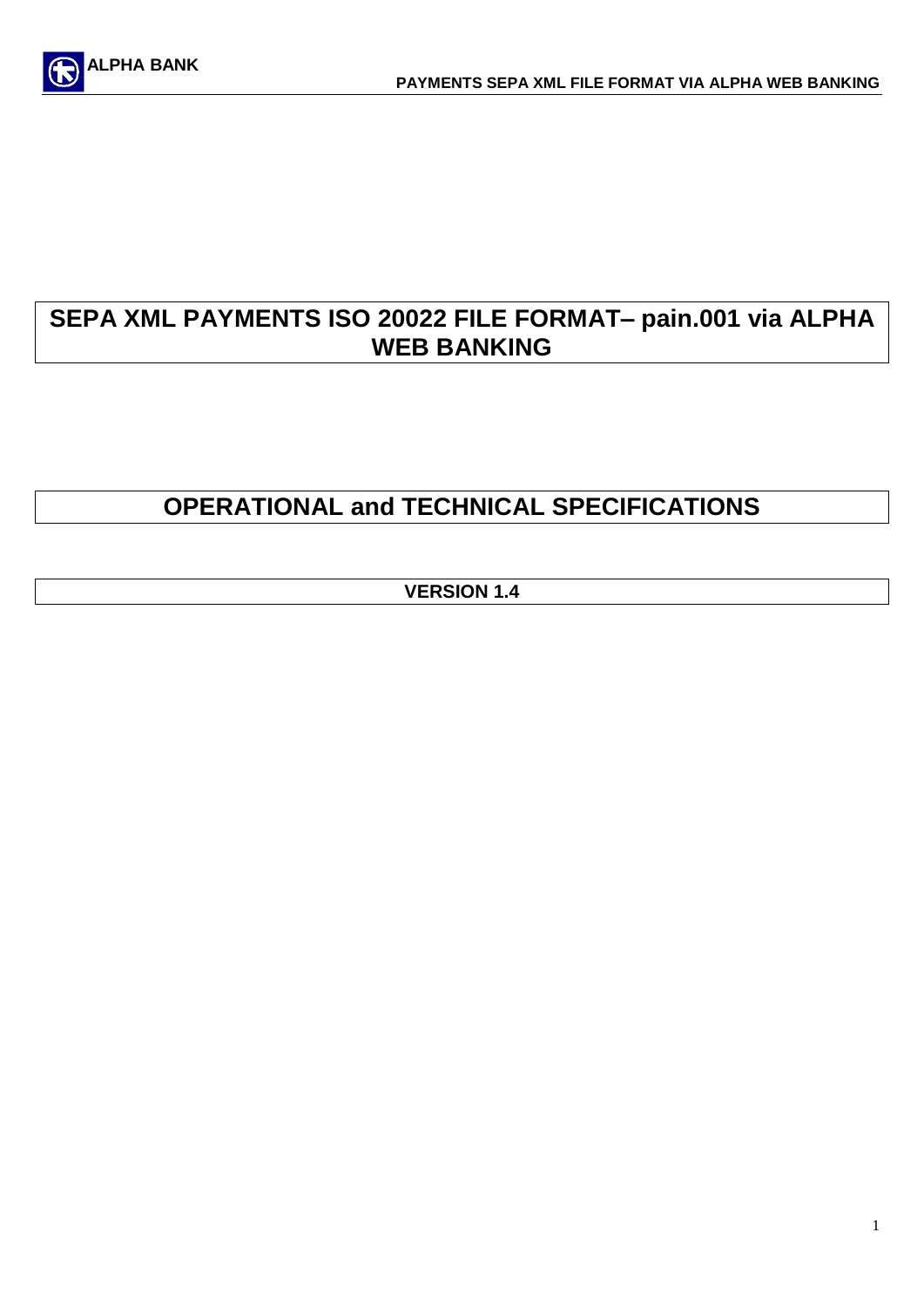# SEPA XML PAYMENTS ISO 20022 FILE FORMAT– pain.001 via ALPHA WEB BANKING

# OPERATIONAL and TECHNICAL SPECIFICATIONS

**VERSION 1.4**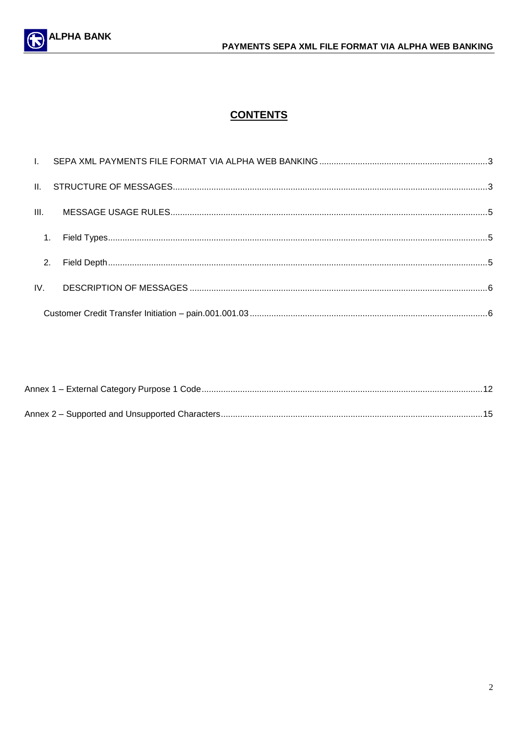# CONTENTS

I. SEPA XML PAYMENTS FILE FORMAT VIA ALPHA WEB BANKING ..... 3

II. STRUCTURE OF MESSAGES ..... 3

III. MESSAGE USAGE RULES ..... 5

1. Field Types ..... 5

2. Field Depth ..... 5

IV. DESCRIPTION OF MESSAGES ..... 6

Customer Credit Transfer Initiation – pain.001.001.03 ..... 6

Annex 1 – External Category Purpose 1 Code ..... 12

Annex 2 – Supported and Unsupported Characters ..... 15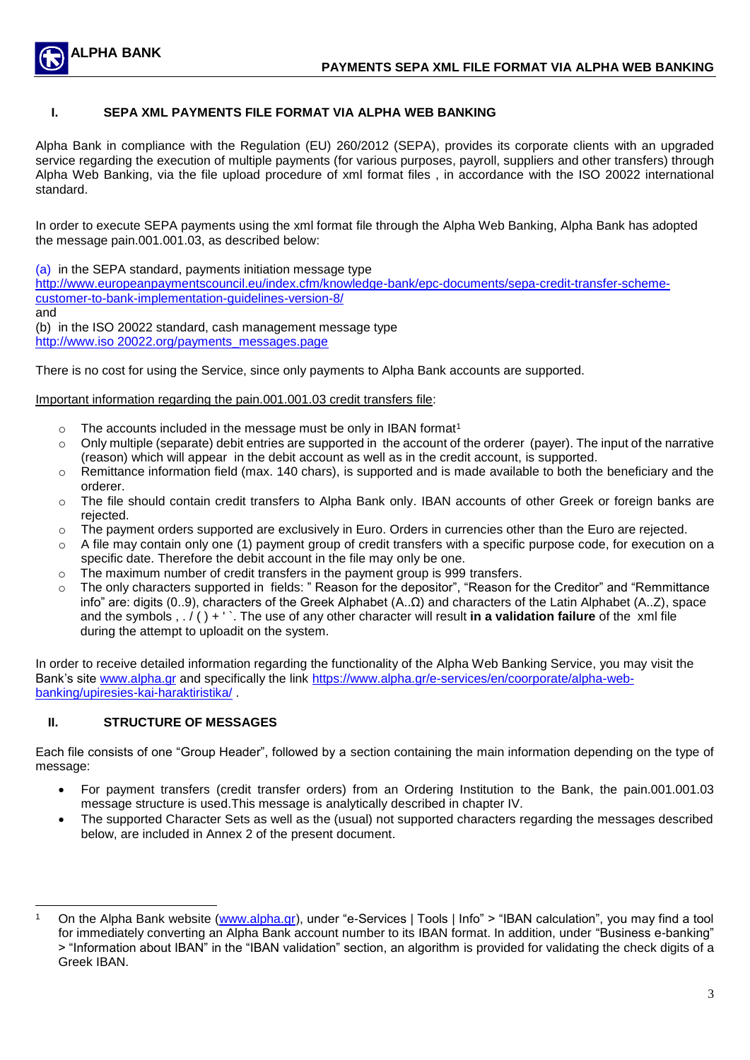## I. SEPA XML PAYMENTS FILE FORMAT VIA ALPHA WEB BANKING

Alpha Bank in compliance with the Regulation (EU) 260/2012 (SEPA), provides its corporate clients with an upgraded service regarding the execution of multiple payments (for various purposes, payroll, suppliers and other transfers) through Alpha Web Banking, via the file upload procedure of xml format files , in accordance with the ISO 20022 international standard.

In order to execute SEPA payments using the xml format file through the Alpha Web Banking, Alpha Bank has adopted the message pain.001.001.03, as described below:

(a) in the SEPA standard, payments initiation message type
http://www.europeanpaymentscouncil.eu/index.cfm/knowledge-bank/epc-documents/sepa-credit-transfer-scheme-customer-to-bank-implementation-guidelines-version-8/
and
(b) in the ISO 20022 standard, cash management message type
http://www.iso 20022.org/payments_messages.page

There is no cost for using the Service, since only payments to Alpha Bank accounts are supported.

Important information regarding the pain.001.001.03 credit transfers file:

- The accounts included in the message must be only in IBAN format[1]
- Only multiple (separate) debit entries are supported in the account of the orderer (payer). The input of the narrative (reason) which will appear in the debit account as well as in the credit account, is supported.
- Remittance information field (max. 140 chars), is supported and is made available to both the beneficiary and the orderer.
- The file should contain credit transfers to Alpha Bank only. IBAN accounts of other Greek or foreign banks are rejected.
- The payment orders supported are exclusively in Euro. Orders in currencies other than the Euro are rejected.
- A file may contain only one (1) payment group of credit transfers with a specific purpose code, for execution on a specific date. Therefore the debit account in the file may only be one.
- The maximum number of credit transfers in the payment group is 999 transfers.
- The only characters supported in fields: " Reason for the depositor", "Reason for the Creditor" and "Remmittance info" are: digits (0..9), characters of the Greek Alphabet (Α..Ω) and characters of the Latin Alphabet (A..Z), space and the symbols , . / ( ) + ' `. The use of any other character will result **in a validation failure** of the xml file during the attempt to uploadit on the system.

In order to receive detailed information regarding the functionality of the Alpha Web Banking Service, you may visit the Bank's site www.alpha.gr and specifically the link https://www.alpha.gr/e-services/en/coorporate/alpha-web-banking/upiresies-kai-haraktiristika/ .

## II. STRUCTURE OF MESSAGES

Each file consists of one "Group Header", followed by a section containing the main information depending on the type of message:

- For payment transfers (credit transfer orders) from an Ordering Institution to the Bank, the pain.001.001.03 message structure is used.This message is analytically described in chapter IV.
- The supported Character Sets as well as the (usual) not supported characters regarding the messages described below, are included in Annex 2 of the present document.

---

[1] On the Alpha Bank website (www.alpha.gr), under "e-Services | Tools | Info" > "IBAN calculation", you may find a tool for immediately converting an Alpha Bank account number to its IBAN format. In addition, under "Business e-banking" > "Information about IBAN" in the "IBAN validation" section, an algorithm is provided for validating the check digits of a Greek IBAN.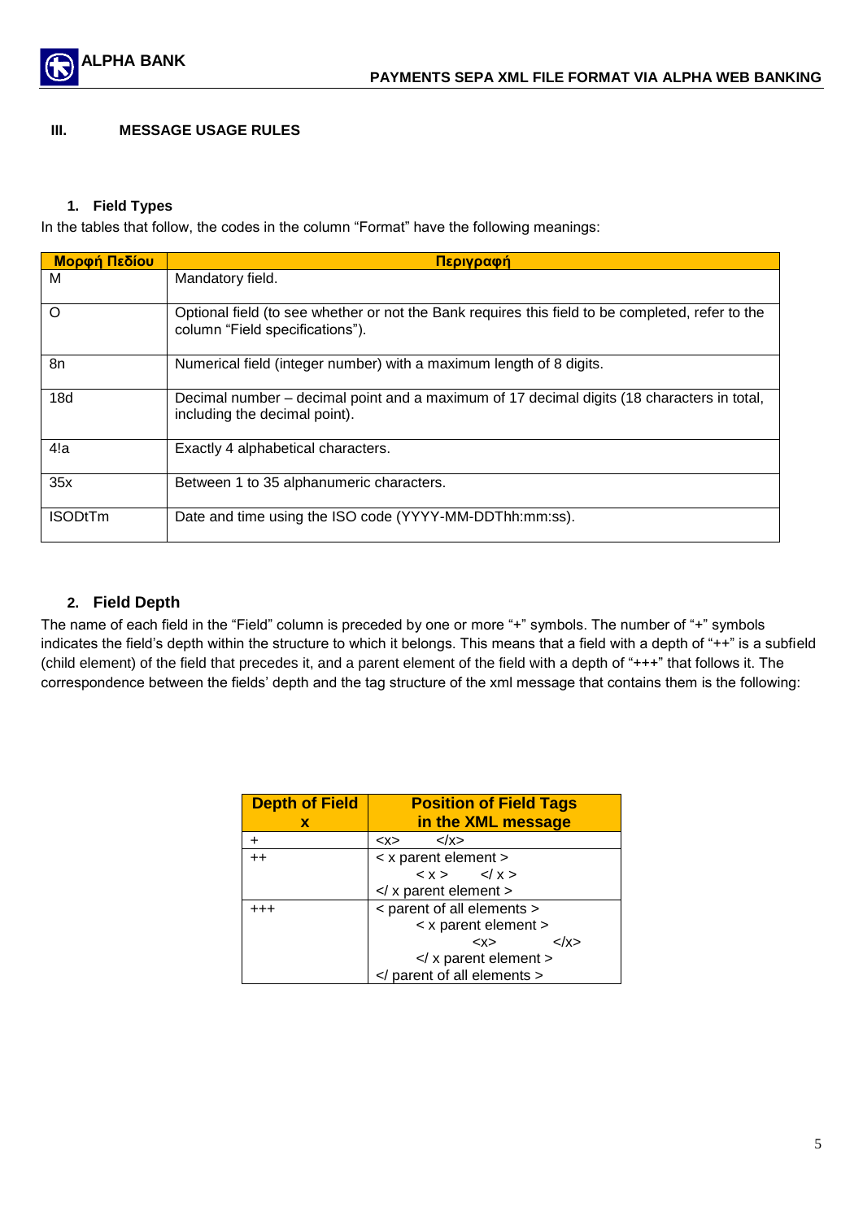## III. MESSAGE USAGE RULES

### 1. Field Types

In the tables that follow, the codes in the column "Format" have the following meanings:

| Μορφή Πεδίου | Περιγραφή |
| --- | --- |
| M | Mandatory field. |
| O | Optional field (to see whether or not the Bank requires this field to be completed, refer to the column "Field specifications"). |
| 8n | Numerical field (integer number) with a maximum length of 8 digits. |
| 18d | Decimal number – decimal point and a maximum of 17 decimal digits (18 characters in total, including the decimal point). |
| 4!a | Exactly 4 alphabetical characters. |
| 35x | Between 1 to 35 alphanumeric characters. |
| ISODtTm | Date and time using the ISO code (YYYY-MM-DDThh:mm:ss). |

### 2. Field Depth

The name of each field in the "Field" column is preceded by one or more "+" symbols. The number of "+" symbols indicates the field's depth within the structure to which it belongs. This means that a field with a depth of "++" is a subfield (child element) of the field that precedes it, and a parent element of the field with a depth of "+++" that follows it. The correspondence between the fields' depth and the tag structure of the xml message that contains them is the following:

| Depth of Field x | Position of Field Tags in the XML message |
| --- | --- |
| + | <x> </x> |
| ++ | < x parent element > <br> < x > </ x > <br> </ x parent element > |
| +++ | < parent of all elements > <br> < x parent element > <br> <x> </x> <br> </ x parent element > <br> </ parent of all elements > |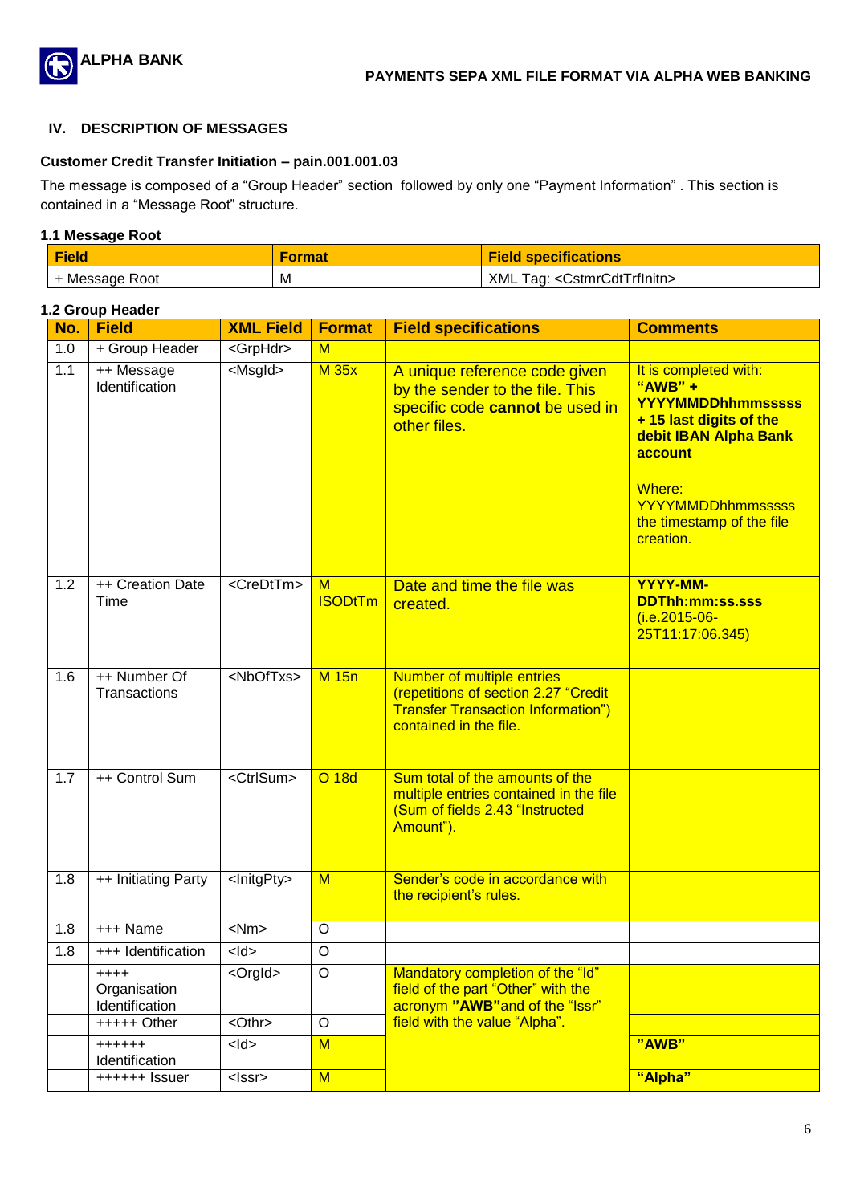## IV. DESCRIPTION OF MESSAGES

### Customer Credit Transfer Initiation – pain.001.001.03

The message is composed of a "Group Header" section followed by only one "Payment Information" . This section is contained in a "Message Root" structure.

#### 1.1 Message Root

| Field | Format | Field specifications |
|---|---|---|
| + Message Root | M | XML Tag: <CstmrCdtTrfInitn> |

#### 1.2 Group Header

| No. | Field | XML Field | Format | Field specifications | Comments |
|---|---|---|---|---|---|
| 1.0 | + Group Header | <GrpHdr> | M | | |
| 1.1 | ++ Message Identification | <MsgId> | M 35x | A unique reference code given by the sender to the file. This specific code **cannot** be used in other files. | It is completed with: **"AWB" + YYYYMMDDhhmmsssss + 15 last digits of the debit IBAN Alpha Bank account**<br><br>Where: YYYYMMDDhhmmsssss the timestamp of the file creation. |
| 1.2 | ++ Creation Date Time | <CreDtTm> | M ISODtTm | Date and time the file was created. | **YYYY-MM-DDThh:mm:ss.sss** (i.e.2015-06-25T11:17:06.345) |
| 1.6 | ++ Number Of Transactions | <NbOfTxs> | M 15n | Number of multiple entries (repetitions of section 2.27 "Credit Transfer Transaction Information") contained in the file. | |
| 1.7 | ++ Control Sum | <CtrlSum> | O 18d | Sum total of the amounts of the multiple entries contained in the file (Sum of fields 2.43 "Instructed Amount"). | |
| 1.8 | ++ Initiating Party | <InitgPty> | M | Sender's code in accordance with the recipient's rules. | |
| 1.8 | +++ Name | <Nm> | O | | |
| 1.8 | +++ Identification | <Id> | O | | |
| | ++++ Organisation Identification | <OrgId> | O | Mandatory completion of the "Id" field of the part "Other" with the acronym **"AWB"** and of the "Issr" field with the value "Alpha". | |
| | +++++ Other | <Othr> | O | | |
| | ++++++ Identification | <Id> | M | | **"AWB"** |
| | ++++++ Issuer | <Issr> | M | | **"Alpha"** |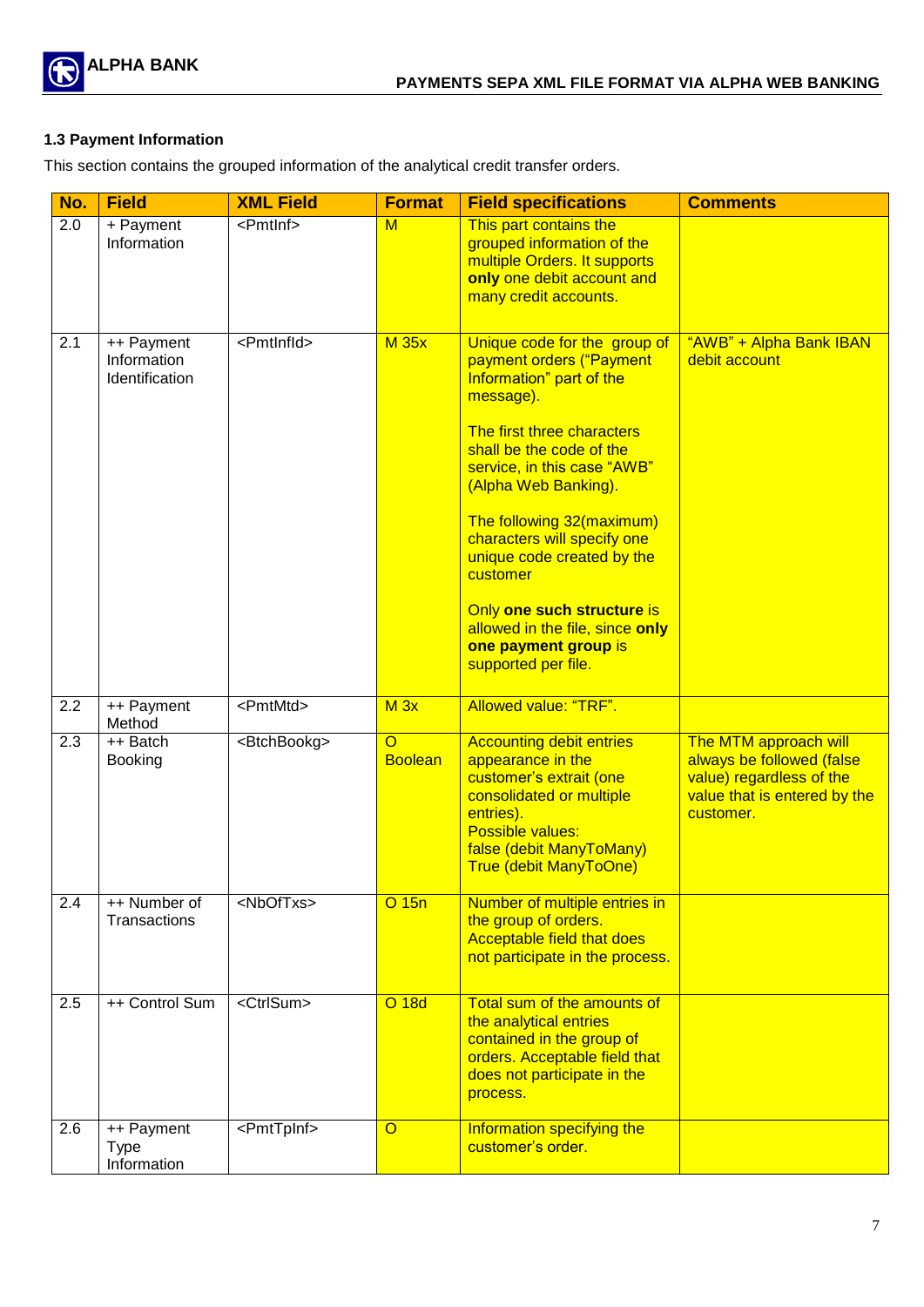### 1.3 Payment Information

This section contains the grouped information of the analytical credit transfer orders.

| No. | Field | XML Field | Format | Field specifications | Comments |
|---|---|---|---|---|---|
| 2.0 | + Payment Information | <PmtInf> | M | This part contains the grouped information of the multiple Orders. It supports **only** one debit account and many credit accounts. | |
| 2.1 | ++ Payment Information Identification | <PmtInfId> | M 35x | Unique code for the group of payment orders ("Payment Information" part of the message).<br><br>The first three characters shall be the code of the service, in this case "AWB" (Alpha Web Banking).<br><br>The following 32(maximum) characters will specify one unique code created by the customer<br><br>Only **one such structure** is allowed in the file, since **only one payment group** is supported per file. | "AWB" + Alpha Bank IBAN debit account |
| 2.2 | ++ Payment Method | <PmtMtd> | M 3x | Allowed value: "TRF". | |
| 2.3 | ++ Batch Booking | <BtchBookg> | O Boolean | Accounting debit entries appearance in the customer's extrait (one consolidated or multiple entries).<br>Possible values:<br>false (debit ManyToMany)<br>True (debit ManyToOne) | The MTM approach will always be followed (false value) regardless of the value that is entered by the customer. |
| 2.4 | ++ Number of Transactions | <NbOfTxs> | O 15n | Number of multiple entries in the group of orders. Acceptable field that does not participate in the process. | |
| 2.5 | ++ Control Sum | <CtrlSum> | O 18d | Total sum of the amounts of the analytical entries contained in the group of orders. Acceptable field that does not participate in the process. | |
| 2.6 | ++ Payment Type Information | <PmtTpInf> | O | Information specifying the customer's order. | |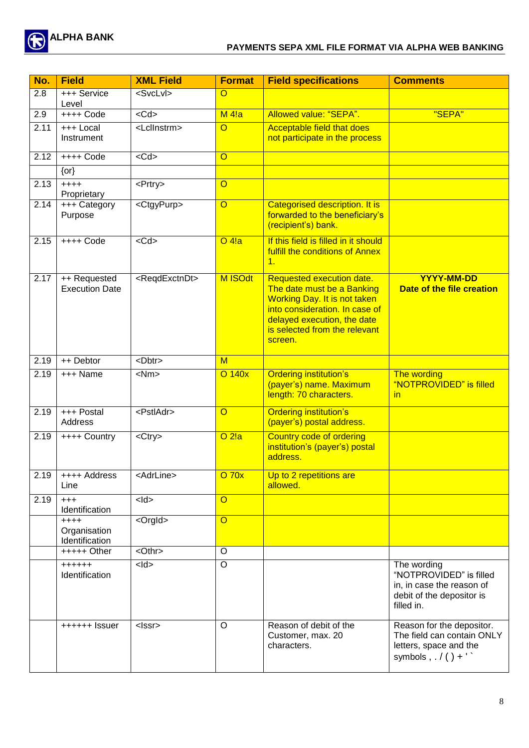| No. | Field | XML Field | Format | Field specifications | Comments |
|---|---|---|---|---|---|
| 2.8 | +++ Service Level | <SvcLvl> | O | | |
| 2.9 | ++++ Code | <Cd> | M 4!a | Allowed value: "SEPA". | "SEPA" |
| 2.11 | +++ Local Instrument | <LclInstrm> | O | Acceptable field that does not participate in the process | |
| 2.12 | ++++ Code | <Cd> | O | | |
| | {or} | | | | |
| 2.13 | ++++ Proprietary | <Prtry> | O | | |
| 2.14 | +++ Category Purpose | <CtgyPurp> | O | Categorised description. It is forwarded to the beneficiary's (recipient's) bank. | |
| 2.15 | ++++ Code | <Cd> | O 4!a | If this field is filled in it should fulfill the conditions of Annex 1. | |
| 2.17 | ++ Requested Execution Date | <ReqdExctnDt> | M ISOdt | Requested execution date. The date must be a Banking Working Day. It is not taken into consideration. In case of delayed execution, the date is selected from the relevant screen. | **YYYY-MM-DD Date of the file creation** |
| 2.19 | ++ Debtor | <Dbtr> | M | | |
| 2.19 | +++ Name | <Nm> | O 140x | Ordering institution's (payer's) name. Maximum length: 70 characters. | The wording "NOTPROVIDED" is filled in |
| 2.19 | +++ Postal Address | <PstlAdr> | O | Ordering institution's (payer's) postal address. | |
| 2.19 | ++++ Country | <Ctry> | O 2!a | Country code of ordering institution's (payer's) postal address. | |
| 2.19 | ++++ Address Line | <AdrLine> | O 70x | Up to 2 repetitions are allowed. | |
| 2.19 | +++ Identification | <Id> | O | | |
| | ++++ Organisation Identification | <OrgId> | O | | |
| | +++++ Other | <Othr> | O | | |
| | ++++++ Identification | <Id> | O | | The wording "NOTPROVIDED" is filled in, in case the reason of debit of the depositor is filled in. |
| | ++++++ Issuer | <Issr> | O | Reason of debit of the Customer, max. 20 characters. | Reason for the depositor. The field can contain ONLY letters, space and the symbols , . / ( ) + ' ` |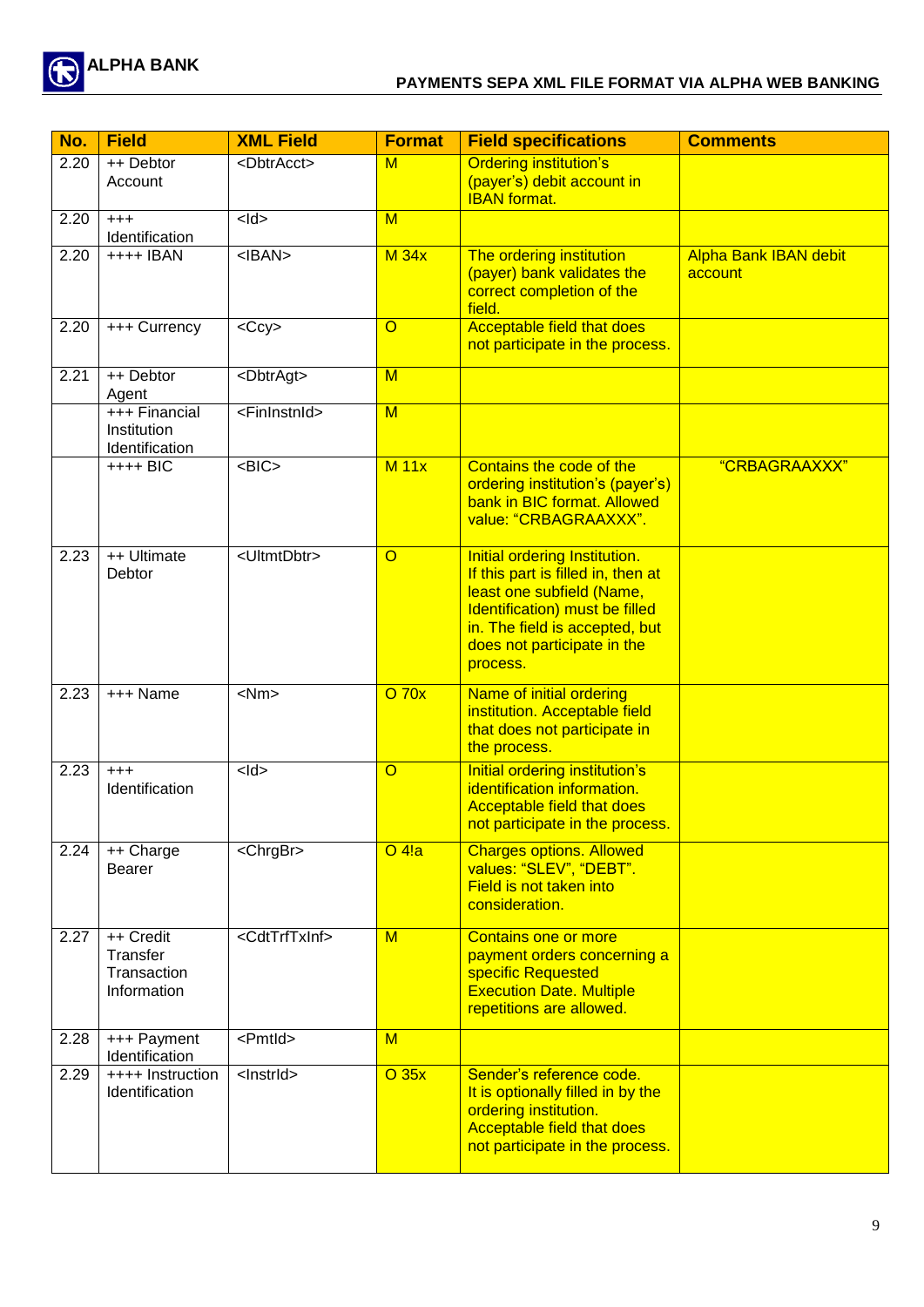| No. | Field | XML Field | Format | Field specifications | Comments |
|---|---|---|---|---|---|
| 2.20 | ++ Debtor Account | <DbtrAcct> | M | Ordering institution's (payer's) debit account in IBAN format. | |
| 2.20 | +++ Identification | <Id> | M | | |
| 2.20 | ++++ IBAN | <IBAN> | M 34x | The ordering institution (payer) bank validates the correct completion of the field. | Alpha Bank IBAN debit account |
| 2.20 | +++ Currency | <Ccy> | O | Acceptable field that does not participate in the process. | |
| 2.21 | ++ Debtor Agent | <DbtrAgt> | M | | |
| | +++ Financial Institution Identification | <FinInstnId> | M | | |
| | ++++ BIC | <BIC> | M 11x | Contains the code of the ordering institution's (payer's) bank in BIC format. Allowed value: "CRBAGRAAXXX". | "CRBAGRAAXXX" |
| 2.23 | ++ Ultimate Debtor | <UltmtDbtr> | O | Initial ordering Institution. If this part is filled in, then at least one subfield (Name, Identification) must be filled in. The field is accepted, but does not participate in the process. | |
| 2.23 | +++ Name | <Nm> | O 70x | Name of initial ordering institution. Acceptable field that does not participate in the process. | |
| 2.23 | +++ Identification | <Id> | O | Initial ordering institution's identification information. Acceptable field that does not participate in the process. | |
| 2.24 | ++ Charge Bearer | <ChrgBr> | O 4!a | Charges options. Allowed values: "SLEV", "DEBT". Field is not taken into consideration. | |
| 2.27 | ++ Credit Transfer Transaction Information | <CdtTrfTxInf> | M | Contains one or more payment orders concerning a specific Requested Execution Date. Multiple repetitions are allowed. | |
| 2.28 | +++ Payment Identification | <PmtId> | M | | |
| 2.29 | ++++ Instruction Identification | <InstrId> | O 35x | Sender's reference code. It is optionally filled in by the ordering institution. Acceptable field that does not participate in the process. | |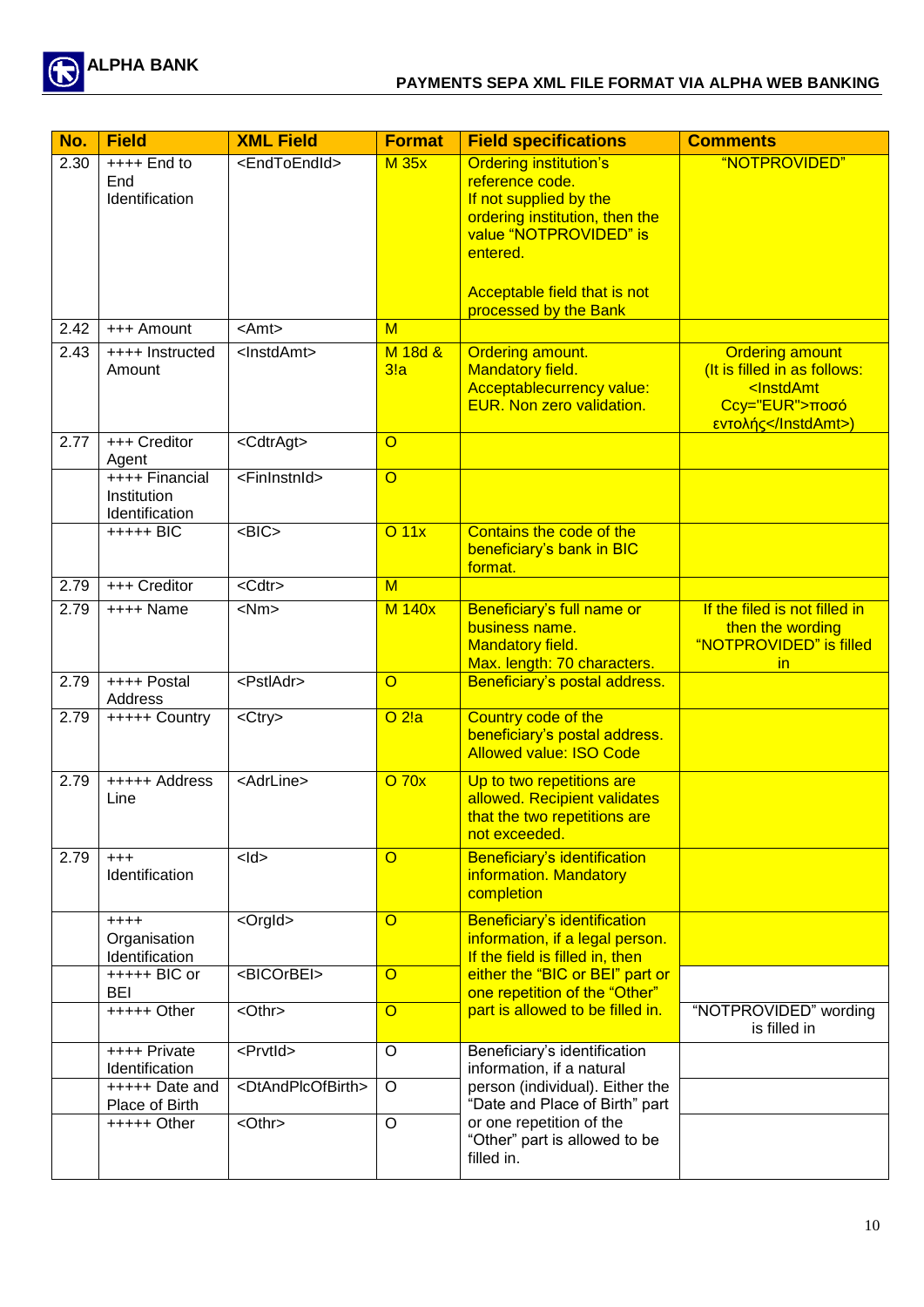| No. | Field | XML Field | Format | Field specifications | Comments |
|---|---|---|---|---|---|
| 2.30 | ++++ End to End Identification | <EndToEndId> | M 35x | Ordering institution's reference code.<br>If not supplied by the ordering institution, then the value "NOTPROVIDED" is entered.<br><br>Acceptable field that is not processed by the Bank | "NOTPROVIDED" |
| 2.42 | +++ Amount | <Amt> | M | | |
| 2.43 | ++++ Instructed Amount | <InstdAmt> | M 18d & 3!a | Ordering amount.<br>Mandatory field.<br>Acceptablecurrency value: EUR. Non zero validation. | Ordering amount<br>(It is filled in as follows: <InstdAmt Ccy="EUR">ποσό εντολής</InstdAmt>) |
| 2.77 | +++ Creditor Agent | <CdtrAgt> | O | | |
| | ++++ Financial Institution Identification | <FinInstnId> | O | | |
| | +++++ BIC | <BIC> | O 11x | Contains the code of the beneficiary's bank in BIC format. | |
| 2.79 | +++ Creditor | <Cdtr> | M | | |
| 2.79 | ++++ Name | <Nm> | M 140x | Beneficiary's full name or business name.<br>Mandatory field.<br>Max. length: 70 characters. | If the filed is not filled in then the wording "NOTPROVIDED" is filled in |
| 2.79 | ++++ Postal Address | <PstlAdr> | O | Beneficiary's postal address. | |
| 2.79 | +++++ Country | <Ctry> | O 2!a | Country code of the beneficiary's postal address.<br>Allowed value: ISO Code | |
| 2.79 | +++++ Address Line | <AdrLine> | O 70x | Up to two repetitions are allowed. Recipient validates that the two repetitions are not exceeded. | |
| 2.79 | +++ Identification | <Id> | O | Beneficiary's identification information. Mandatory completion | |
| | ++++ Organisation Identification | <OrgId> | O | Beneficiary's identification information, if a legal person. If the field is filled in, then either the "BIC or BEI" part or one repetition of the "Other" part is allowed to be filled in. | |
| | +++++ BIC or BEI | <BICOrBEI> | O | | |
| | +++++ Other | <Othr> | O | | "NOTPROVIDED" wording is filled in |
| | ++++ Private Identification | <PrvtId> | O | Beneficiary's identification information, if a natural person (individual). Either the "Date and Place of Birth" part or one repetition of the "Other" part is allowed to be filled in. | |
| | +++++ Date and Place of Birth | <DtAndPlcOfBirth> | O | | |
| | +++++ Other | <Othr> | O | | |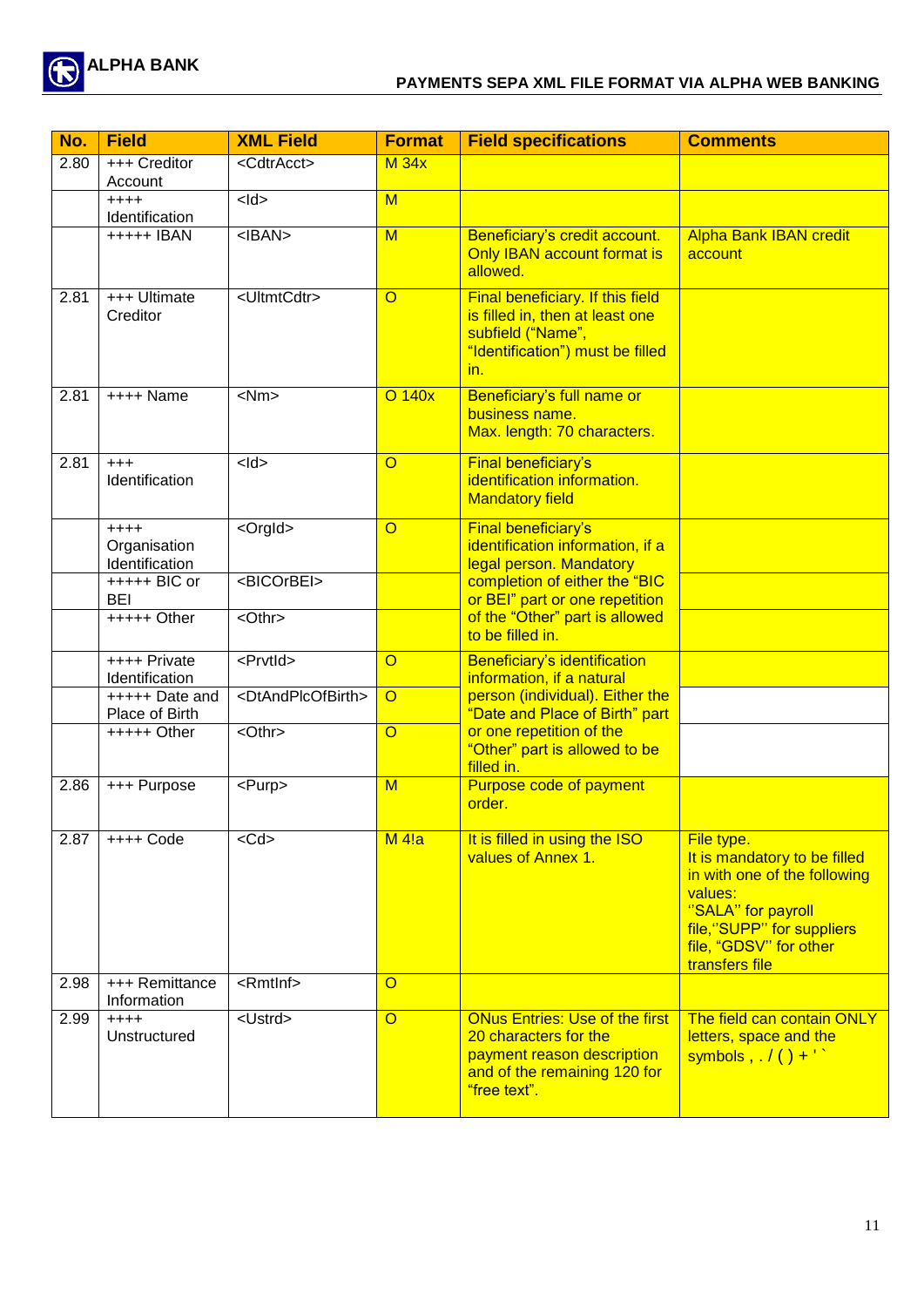| No. | Field | XML Field | Format | Field specifications | Comments |
|---|---|---|---|---|---|
| 2.80 | +++ Creditor Account | <CdtrAcct> | M 34x | | |
| | ++++ Identification | <Id> | M | | |
| | +++++ IBAN | <IBAN> | M | Beneficiary's credit account. Only IBAN account format is allowed. | Alpha Bank IBAN credit account |
| 2.81 | +++ Ultimate Creditor | <UltmtCdtr> | O | Final beneficiary. If this field is filled in, then at least one subfield ("Name", "Identification") must be filled in. | |
| 2.81 | ++++ Name | <Nm> | O 140x | Beneficiary's full name or business name. Max. length: 70 characters. | |
| 2.81 | +++ Identification | <Id> | O | Final beneficiary's identification information. Mandatory field | |
| | ++++ Organisation Identification | <OrgId> | O | Final beneficiary's identification information, if a legal person. Mandatory completion of either the "BIC or BEI" part or one repetition of the "Other" part is allowed to be filled in. | |
| | +++++ BIC or BEI | <BICOrBEI> | | | |
| | +++++ Other | <Othr> | | | |
| | ++++ Private Identification | <PrvtId> | O | Beneficiary's identification information, if a natural person (individual). Either the "Date and Place of Birth" part or one repetition of the "Other" part is allowed to be filled in. | |
| | +++++ Date and Place of Birth | <DtAndPlcOfBirth> | O | | |
| | +++++ Other | <Othr> | O | | |
| 2.86 | +++ Purpose | <Purp> | M | Purpose code of payment order. | |
| 2.87 | ++++ Code | <Cd> | M 4!a | It is filled in using the ISO values of Annex 1. | File type. It is mandatory to be filled in with one of the following values: "SALA" for payroll file, "SUPP" for suppliers file, "GDSV" for other transfers file |
| 2.98 | +++ Remittance Information | <RmtInf> | O | | |
| 2.99 | ++++ Unstructured | <Ustrd> | O | ONus Entries: Use of the first 20 characters for the payment reason description and of the remaining 120 for "free text". | The field can contain ONLY letters, space and the symbols , . / ( ) + ' ` |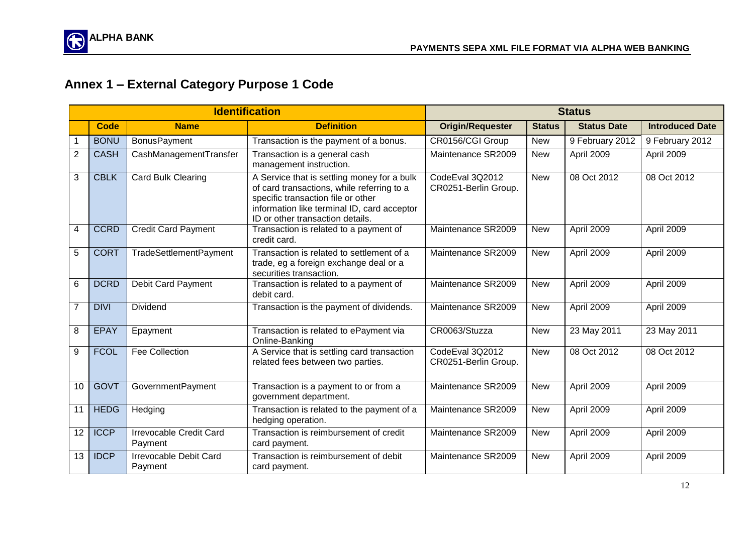## Annex 1 – External Category Purpose 1 Code

| Identification | | | | Status | | | |
|---|---|---|---|---|---|---|---|
| | **Code** | **Name** | **Definition** | **Origin/Requester** | **Status** | **Status Date** | **Introduced Date** |
| 1 | BONU | BonusPayment | Transaction is the payment of a bonus. | CR0156/CGI Group | New | 9 February 2012 | 9 February 2012 |
| 2 | CASH | CashManagementTransfer | Transaction is a general cash management instruction. | Maintenance SR2009 | New | April 2009 | April 2009 |
| 3 | CBLK | Card Bulk Clearing | A Service that is settling money for a bulk of card transactions, while referring to a specific transaction file or other information like terminal ID, card acceptor ID or other transaction details. | CodeEval 3Q2012 CR0251-Berlin Group. | New | 08 Oct 2012 | 08 Oct 2012 |
| 4 | CCRD | Credit Card Payment | Transaction is related to a payment of credit card. | Maintenance SR2009 | New | April 2009 | April 2009 |
| 5 | CORT | TradeSettlementPayment | Transaction is related to settlement of a trade, eg a foreign exchange deal or a securities transaction. | Maintenance SR2009 | New | April 2009 | April 2009 |
| 6 | DCRD | Debit Card Payment | Transaction is related to a payment of debit card. | Maintenance SR2009 | New | April 2009 | April 2009 |
| 7 | DIVI | Dividend | Transaction is the payment of dividends. | Maintenance SR2009 | New | April 2009 | April 2009 |
| 8 | EPAY | Epayment | Transaction is related to ePayment via Online-Banking | CR0063/Stuzza | New | 23 May 2011 | 23 May 2011 |
| 9 | FCOL | Fee Collection | A Service that is settling card transaction related fees between two parties. | CodeEval 3Q2012 CR0251-Berlin Group. | New | 08 Oct 2012 | 08 Oct 2012 |
| 10 | GOVT | GovernmentPayment | Transaction is a payment to or from a government department. | Maintenance SR2009 | New | April 2009 | April 2009 |
| 11 | HEDG | Hedging | Transaction is related to the payment of a hedging operation. | Maintenance SR2009 | New | April 2009 | April 2009 |
| 12 | ICCP | Irrevocable Credit Card Payment | Transaction is reimbursement of credit card payment. | Maintenance SR2009 | New | April 2009 | April 2009 |
| 13 | IDCP | Irrevocable Debit Card Payment | Transaction is reimbursement of debit card payment. | Maintenance SR2009 | New | April 2009 | April 2009 |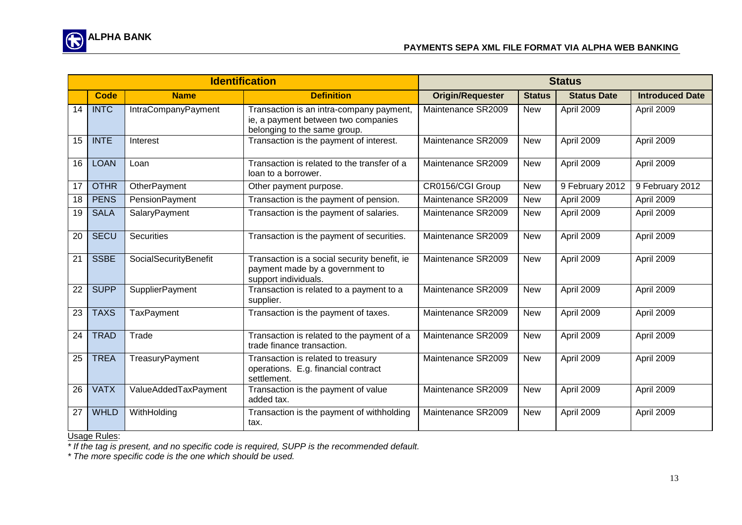| | Identification | | | Status | | | |
|---|---|---|---|---|---|---|---|
| | **Code** | **Name** | **Definition** | **Origin/Requester** | **Status** | **Status Date** | **Introduced Date** |
| 14 | INTC | IntraCompanyPayment | Transaction is an intra-company payment, ie, a payment between two companies belonging to the same group. | Maintenance SR2009 | New | April 2009 | April 2009 |
| 15 | INTE | Interest | Transaction is the payment of interest. | Maintenance SR2009 | New | April 2009 | April 2009 |
| 16 | LOAN | Loan | Transaction is related to the transfer of a loan to a borrower. | Maintenance SR2009 | New | April 2009 | April 2009 |
| 17 | OTHR | OtherPayment | Other payment purpose. | CR0156/CGI Group | New | 9 February 2012 | 9 February 2012 |
| 18 | PENS | PensionPayment | Transaction is the payment of pension. | Maintenance SR2009 | New | April 2009 | April 2009 |
| 19 | SALA | SalaryPayment | Transaction is the payment of salaries. | Maintenance SR2009 | New | April 2009 | April 2009 |
| 20 | SECU | Securities | Transaction is the payment of securities. | Maintenance SR2009 | New | April 2009 | April 2009 |
| 21 | SSBE | SocialSecurityBenefit | Transaction is a social security benefit, ie payment made by a government to support individuals. | Maintenance SR2009 | New | April 2009 | April 2009 |
| 22 | SUPP | SupplierPayment | Transaction is related to a payment to a supplier. | Maintenance SR2009 | New | April 2009 | April 2009 |
| 23 | TAXS | TaxPayment | Transaction is the payment of taxes. | Maintenance SR2009 | New | April 2009 | April 2009 |
| 24 | TRAD | Trade | Transaction is related to the payment of a trade finance transaction. | Maintenance SR2009 | New | April 2009 | April 2009 |
| 25 | TREA | TreasuryPayment | Transaction is related to treasury operations. E.g. financial contract settlement. | Maintenance SR2009 | New | April 2009 | April 2009 |
| 26 | VATX | ValueAddedTaxPayment | Transaction is the payment of value added tax. | Maintenance SR2009 | New | April 2009 | April 2009 |
| 27 | WHLD | WithHolding | Transaction is the payment of withholding tax. | Maintenance SR2009 | New | April 2009 | April 2009 |

Usage Rules:

*\* If the tag is present, and no specific code is required, SUPP is the recommended default.*

*\* The more specific code is the one which should be used.*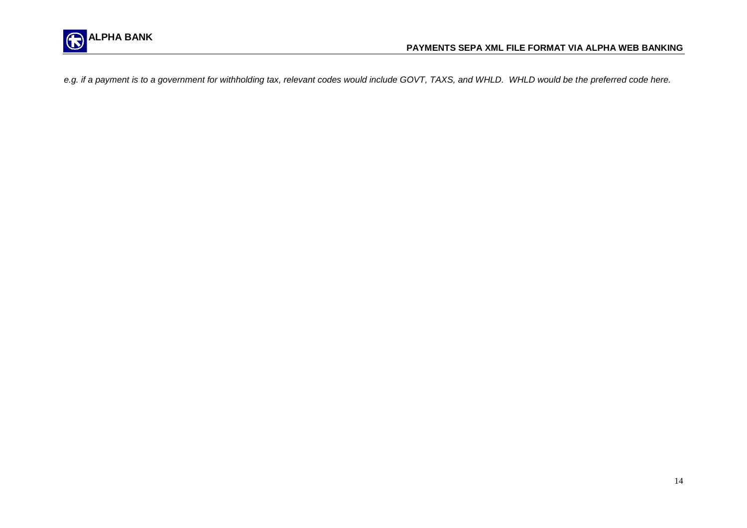*e.g. if a payment is to a government for withholding tax, relevant codes would include GOVT, TAXS, and WHLD. WHLD would be the preferred code here.*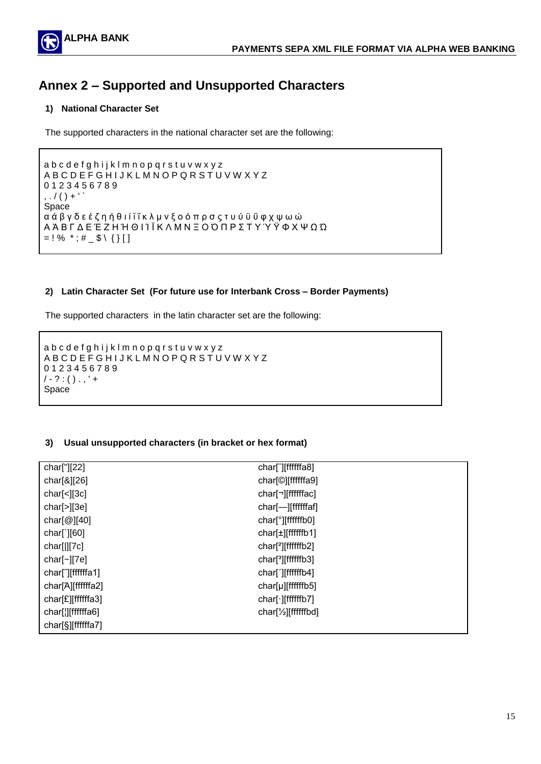# Annex 2 – Supported and Unsupported Characters

**1) National Character Set**

The supported characters in the national character set are the following:

```
a b c d e f g h i j k l m n o p q r s t u v w x y z
A B C D E F G H I J K L M N O P Q R S T U V W X Y Z
0 1 2 3 4 5 6 7 8 9
, . / ( ) + ' `
Space
α ά β γ δ ε έ ζ η ή θ ι ί ϊ ΐ κ λ μ ν ξ ο ό π ρ σ ς τ υ ύ ϋ ΰ φ χ ψ ω ώ
Α Ά Β Γ Δ Ε Έ Ζ Η Ή Θ Ι Ί Ϊ Κ Λ Μ Ν Ξ Ο Ό Π Ρ Σ Τ Υ Ύ Ϋ Φ Χ Ψ Ω Ώ
= ! % * ; # _ $ \ { } [ ]
```

**2) Latin Character Set (For future use for Interbank Cross – Border Payments)**

The supported characters in the latin character set are the following:

```
a b c d e f g h i j k l m n o p q r s t u v w x y z
A B C D E F G H I J K L M N O P Q R S T U V W X Y Z
0 1 2 3 4 5 6 7 8 9
/ - ? : ( ) . , ' +
Space
```

**3) Usual unsupported characters (in bracket or hex format)**

| | |
|---|---|
| char["][22] | char[¨][ffffffa8] |
| char[&][26] | char[©][ffffffa9] |
| char[<][3c] | char[¬][ffffffac] |
| char[>][3e] | char[―][ffffffaf] |
| char[@][40] | char[°][ffffffb0] |
| char[`][60] | char[±][ffffffb1] |
| char[¦][7c] | char[²][ffffffb2] |
| char[~][7e] | char[³][ffffffb3] |
| char[΅][ffffffa1] | char[΄][ffffffb4] |
| char[Ά][ffffffa2] | char[µ][ffffffb5] |
| char[£][ffffffa3] | char[·][ffffffb7] |
| char[¦][ffffffa6] | char[½][ffffffbd] |
| char[§][ffffffa7] | |